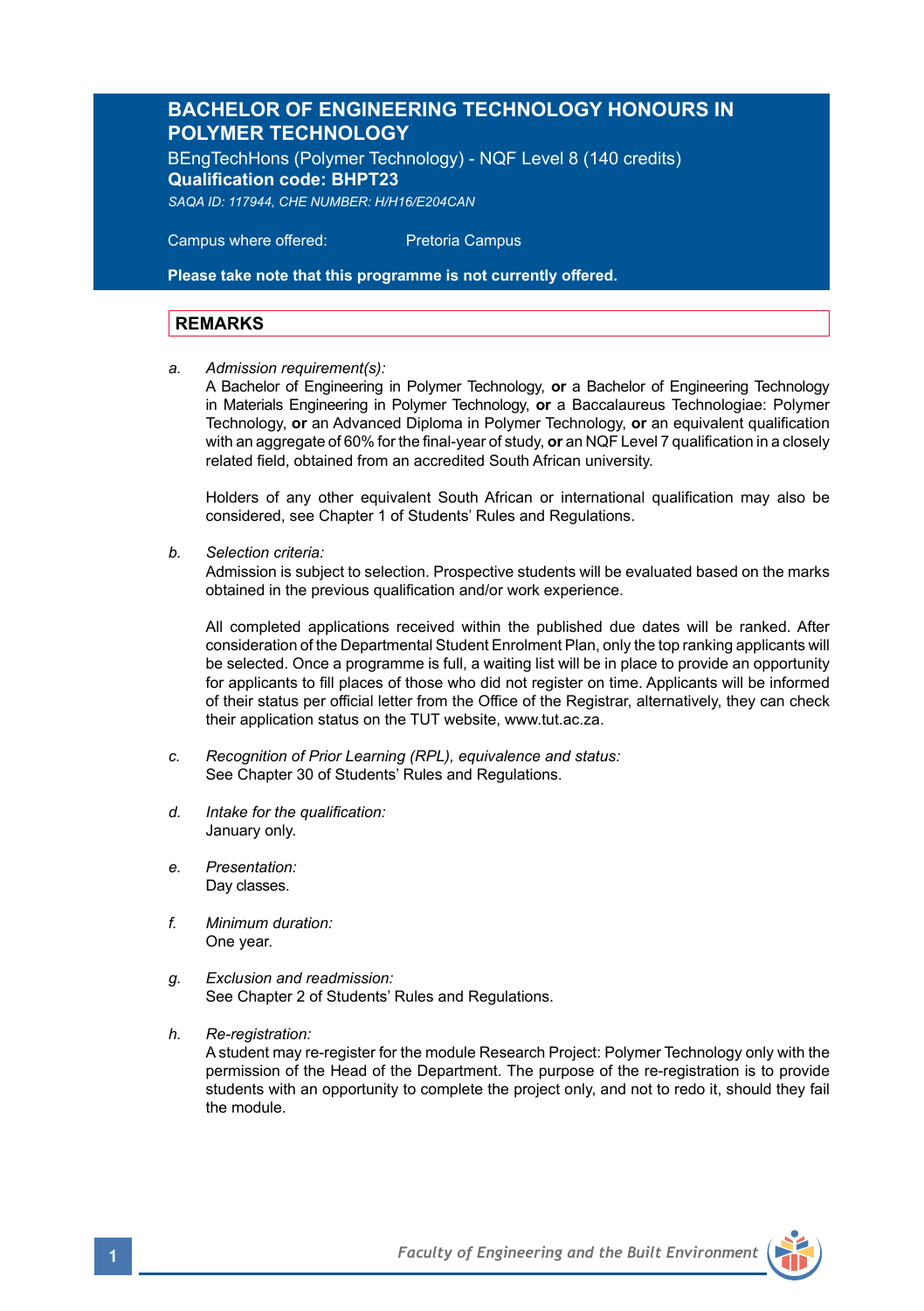# BACHELOR OF ENGINEERING TECHNOLOGY HONOURS IN POLYMER TECHNOLOGY

BEngTechHons (Polymer Technology) - NQF Level 8 (140 credits)
**Qualification code: BHPT23**
*SAQA ID: 117944, CHE NUMBER: H/H16/E204CAN*

Campus where offered: Pretoria Campus

**Please take note that this programme is not currently offered.**

## REMARKS

*a. Admission requirement(s):*
A Bachelor of Engineering in Polymer Technology, **or** a Bachelor of Engineering Technology in Materials Engineering in Polymer Technology, **or** a Baccalaureus Technologiae: Polymer Technology, **or** an Advanced Diploma in Polymer Technology, **or** an equivalent qualification with an aggregate of 60% for the final-year of study, **or** an NQF Level 7 qualification in a closely related field, obtained from an accredited South African university.

Holders of any other equivalent South African or international qualification may also be considered, see Chapter 1 of Students' Rules and Regulations.

*b. Selection criteria:*
Admission is subject to selection. Prospective students will be evaluated based on the marks obtained in the previous qualification and/or work experience.

All completed applications received within the published due dates will be ranked. After consideration of the Departmental Student Enrolment Plan, only the top ranking applicants will be selected. Once a programme is full, a waiting list will be in place to provide an opportunity for applicants to fill places of those who did not register on time. Applicants will be informed of their status per official letter from the Office of the Registrar, alternatively, they can check their application status on the TUT website, www.tut.ac.za.

*c. Recognition of Prior Learning (RPL), equivalence and status:*
See Chapter 30 of Students' Rules and Regulations.

*d. Intake for the qualification:*
January only.

*e. Presentation:*
Day classes.

*f. Minimum duration:*
One year.

*g. Exclusion and readmission:*
See Chapter 2 of Students' Rules and Regulations.

*h. Re-registration:*
A student may re-register for the module Research Project: Polymer Technology only with the permission of the Head of the Department. The purpose of the re-registration is to provide students with an opportunity to complete the project only, and not to redo it, should they fail the module.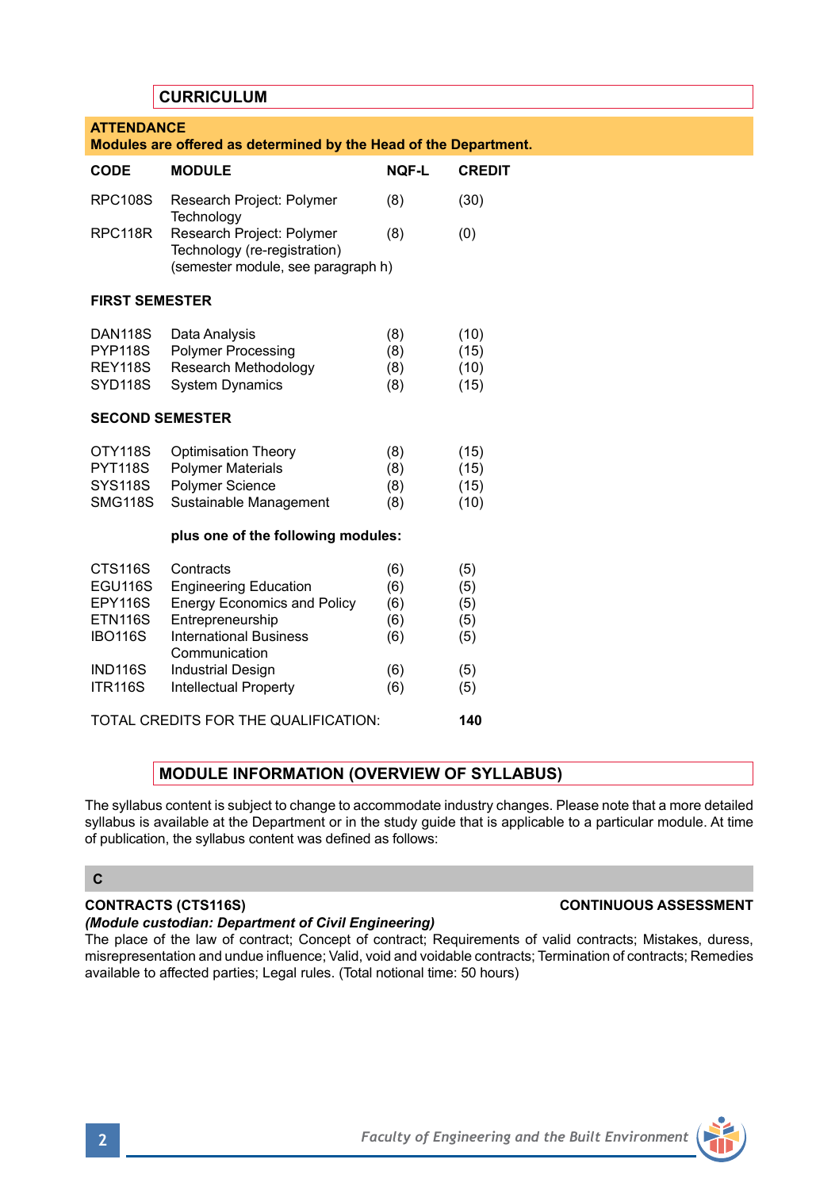## CURRICULUM

**ATTENDANCE**
**Modules are offered as determined by the Head of the Department.**

| CODE | MODULE | NQF-L | CREDIT |
|---|---|---|---|
| RPC108S | Research Project: Polymer Technology | (8) | (30) |
| RPC118R | Research Project: Polymer Technology (re-registration) (semester module, see paragraph h) | (8) | (0) |
| **FIRST SEMESTER** | | | |
| DAN118S | Data Analysis | (8) | (10) |
| PYP118S | Polymer Processing | (8) | (15) |
| REY118S | Research Methodology | (8) | (10) |
| SYD118S | System Dynamics | (8) | (15) |
| **SECOND SEMESTER** | | | |
| OTY118S | Optimisation Theory | (8) | (15) |
| PYT118S | Polymer Materials | (8) | (15) |
| SYS118S | Polymer Science | (8) | (15) |
| SMG118S | Sustainable Management | (8) | (10) |
| | **plus one of the following modules:** | | |
| CTS116S | Contracts | (6) | (5) |
| EGU116S | Engineering Education | (6) | (5) |
| EPY116S | Energy Economics and Policy | (6) | (5) |
| ETN116S | Entrepreneurship | (6) | (5) |
| IBO116S | International Business Communication | (6) | (5) |
| IND116S | Industrial Design | (6) | (5) |
| ITR116S | Intellectual Property | (6) | (5) |
| TOTAL CREDITS FOR THE QUALIFICATION: | | | **140** |

## MODULE INFORMATION (OVERVIEW OF SYLLABUS)

The syllabus content is subject to change to accommodate industry changes. Please note that a more detailed syllabus is available at the Department or in the study guide that is applicable to a particular module. At time of publication, the syllabus content was defined as follows:

### C

**CONTRACTS (CTS116S)** **CONTINUOUS ASSESSMENT**
*(Module custodian: Department of Civil Engineering)*
The place of the law of contract; Concept of contract; Requirements of valid contracts; Mistakes, duress, misrepresentation and undue influence; Valid, void and voidable contracts; Termination of contracts; Remedies available to affected parties; Legal rules. (Total notional time: 50 hours)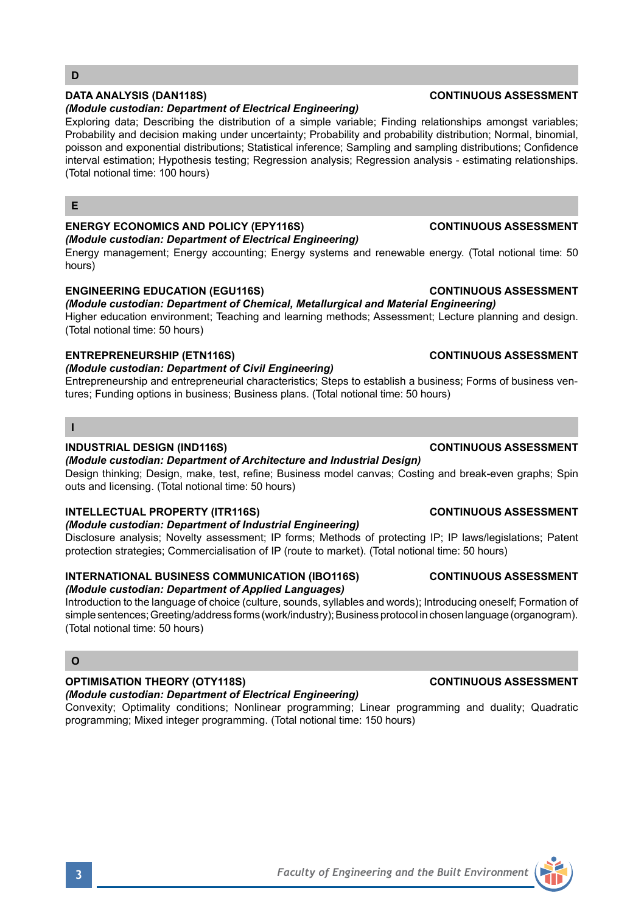## D

**DATA ANALYSIS (DAN118S)** **CONTINUOUS ASSESSMENT**

***(Module custodian: Department of Electrical Engineering)***

Exploring data; Describing the distribution of a simple variable; Finding relationships amongst variables; Probability and decision making under uncertainty; Probability and probability distribution; Normal, binomial, poisson and exponential distributions; Statistical inference; Sampling and sampling distributions; Confidence interval estimation; Hypothesis testing; Regression analysis; Regression analysis - estimating relationships. (Total notional time: 100 hours)

## E

**ENERGY ECONOMICS AND POLICY (EPY116S)** **CONTINUOUS ASSESSMENT**

***(Module custodian: Department of Electrical Engineering)***

Energy management; Energy accounting; Energy systems and renewable energy. (Total notional time: 50 hours)

**ENGINEERING EDUCATION (EGU116S)** **CONTINUOUS ASSESSMENT**

***(Module custodian: Department of Chemical, Metallurgical and Material Engineering)***

Higher education environment; Teaching and learning methods; Assessment; Lecture planning and design. (Total notional time: 50 hours)

**ENTREPRENEURSHIP (ETN116S)** **CONTINUOUS ASSESSMENT**

***(Module custodian: Department of Civil Engineering)***

Entrepreneurship and entrepreneurial characteristics; Steps to establish a business; Forms of business ventures; Funding options in business; Business plans. (Total notional time: 50 hours)

## I

**INDUSTRIAL DESIGN (IND116S)** **CONTINUOUS ASSESSMENT**

***(Module custodian: Department of Architecture and Industrial Design)***

Design thinking; Design, make, test, refine; Business model canvas; Costing and break-even graphs; Spin outs and licensing. (Total notional time: 50 hours)

**INTELLECTUAL PROPERTY (ITR116S)** **CONTINUOUS ASSESSMENT**

***(Module custodian: Department of Industrial Engineering)***

Disclosure analysis; Novelty assessment; IP forms; Methods of protecting IP; IP laws/legislations; Patent protection strategies; Commercialisation of IP (route to market). (Total notional time: 50 hours)

**INTERNATIONAL BUSINESS COMMUNICATION (IBO116S)** **CONTINUOUS ASSESSMENT**

***(Module custodian: Department of Applied Languages)***

Introduction to the language of choice (culture, sounds, syllables and words); Introducing oneself; Formation of simple sentences; Greeting/address forms (work/industry); Business protocol in chosen language (organogram). (Total notional time: 50 hours)

## O

**OPTIMISATION THEORY (OTY118S)** **CONTINUOUS ASSESSMENT**

***(Module custodian: Department of Electrical Engineering)***

Convexity; Optimality conditions; Nonlinear programming; Linear programming and duality; Quadratic programming; Mixed integer programming. (Total notional time: 150 hours)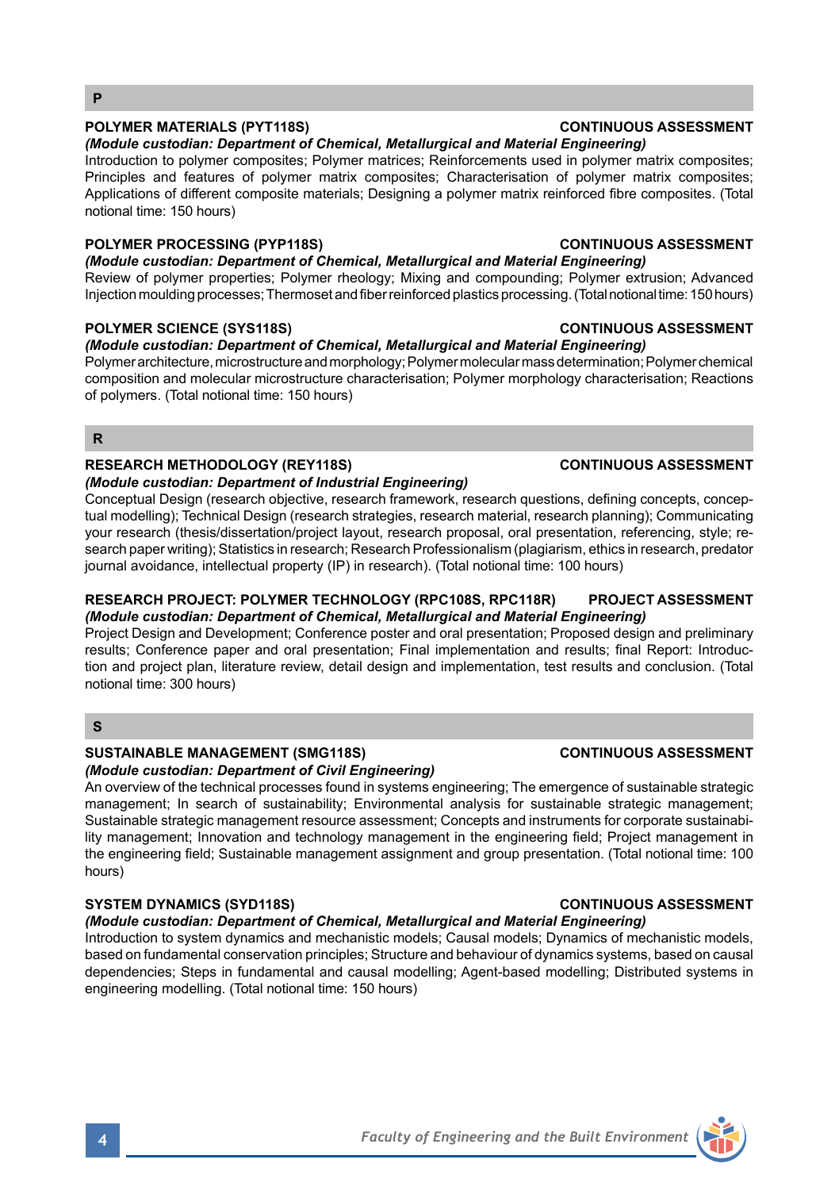## P

**POLYMER MATERIALS (PYT118S)** **CONTINUOUS ASSESSMENT**

***(Module custodian: Department of Chemical, Metallurgical and Material Engineering)***

Introduction to polymer composites; Polymer matrices; Reinforcements used in polymer matrix composites; Principles and features of polymer matrix composites; Characterisation of polymer matrix composites; Applications of different composite materials; Designing a polymer matrix reinforced fibre composites. (Total notional time: 150 hours)

**POLYMER PROCESSING (PYP118S)** **CONTINUOUS ASSESSMENT**

***(Module custodian: Department of Chemical, Metallurgical and Material Engineering)***

Review of polymer properties; Polymer rheology; Mixing and compounding; Polymer extrusion; Advanced Injection moulding processes; Thermoset and fiber reinforced plastics processing. (Total notional time: 150 hours)

**POLYMER SCIENCE (SYS118S)** **CONTINUOUS ASSESSMENT**

***(Module custodian: Department of Chemical, Metallurgical and Material Engineering)***

Polymer architecture, microstructure and morphology; Polymer molecular mass determination; Polymer chemical composition and molecular microstructure characterisation; Polymer morphology characterisation; Reactions of polymers. (Total notional time: 150 hours)

## R

**RESEARCH METHODOLOGY (REY118S)** **CONTINUOUS ASSESSMENT**

***(Module custodian: Department of Industrial Engineering)***

Conceptual Design (research objective, research framework, research questions, defining concepts, conceptual modelling); Technical Design (research strategies, research material, research planning); Communicating your research (thesis/dissertation/project layout, research proposal, oral presentation, referencing, style; research paper writing); Statistics in research; Research Professionalism (plagiarism, ethics in research, predator journal avoidance, intellectual property (IP) in research). (Total notional time: 100 hours)

**RESEARCH PROJECT: POLYMER TECHNOLOGY (RPC108S, RPC118R)** **PROJECT ASSESSMENT**

***(Module custodian: Department of Chemical, Metallurgical and Material Engineering)***

Project Design and Development; Conference poster and oral presentation; Proposed design and preliminary results; Conference paper and oral presentation; Final implementation and results; final Report: Introduction and project plan, literature review, detail design and implementation, test results and conclusion. (Total notional time: 300 hours)

## S

**SUSTAINABLE MANAGEMENT (SMG118S)** **CONTINUOUS ASSESSMENT**

***(Module custodian: Department of Civil Engineering)***

An overview of the technical processes found in systems engineering; The emergence of sustainable strategic management; In search of sustainability; Environmental analysis for sustainable strategic management; Sustainable strategic management resource assessment; Concepts and instruments for corporate sustainability management; Innovation and technology management in the engineering field; Project management in the engineering field; Sustainable management assignment and group presentation. (Total notional time: 100 hours)

**SYSTEM DYNAMICS (SYD118S)** **CONTINUOUS ASSESSMENT**

***(Module custodian: Department of Chemical, Metallurgical and Material Engineering)***

Introduction to system dynamics and mechanistic models; Causal models; Dynamics of mechanistic models, based on fundamental conservation principles; Structure and behaviour of dynamics systems, based on causal dependencies; Steps in fundamental and causal modelling; Agent-based modelling; Distributed systems in engineering modelling. (Total notional time: 150 hours)